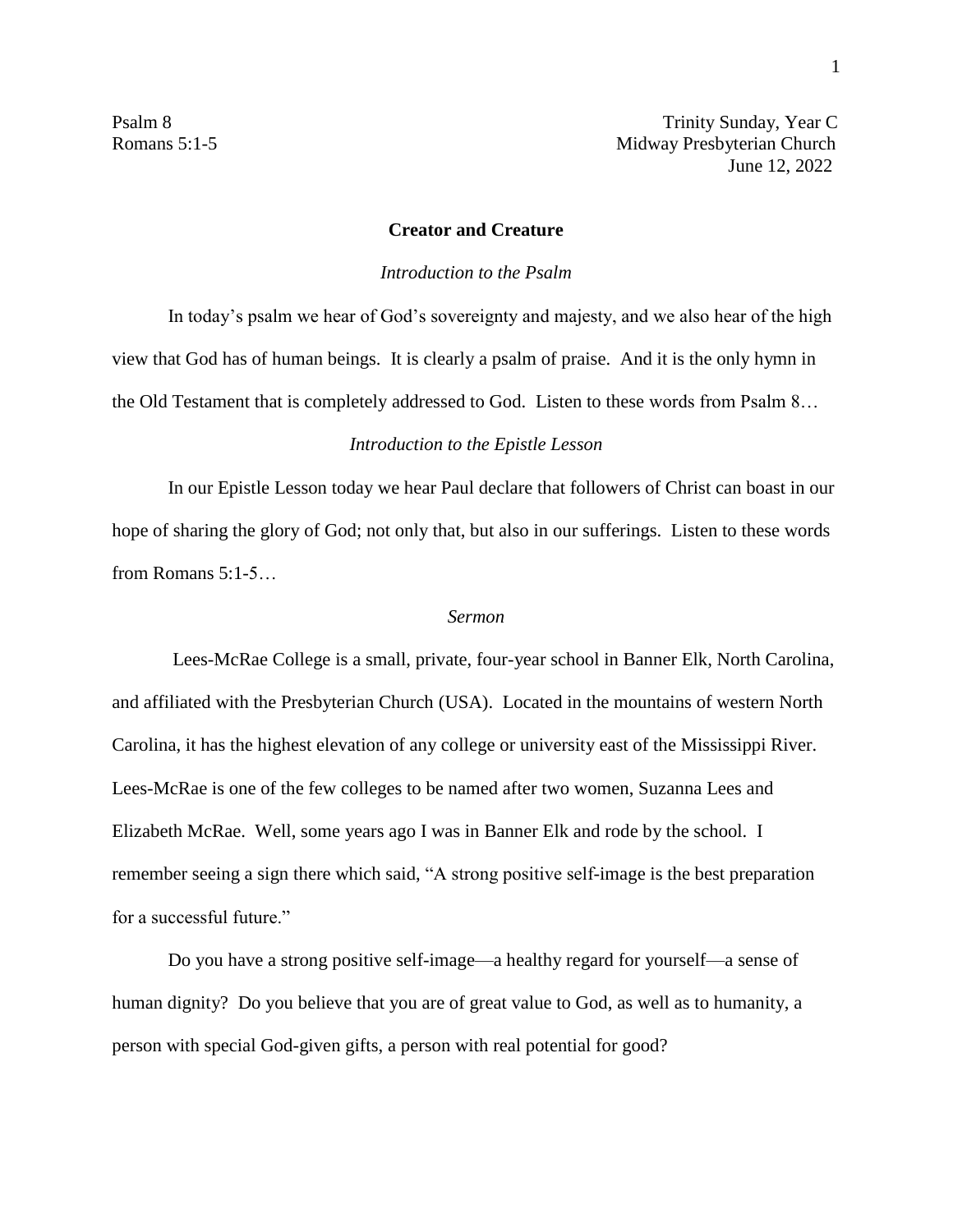Psalm 8
Romans 5:1-5

Trinity Sunday, Year C
Midway Presbyterian Church
June 12, 2022

# Creator and Creature

*Introduction to the Psalm*

In today's psalm we hear of God's sovereignty and majesty, and we also hear of the high view that God has of human beings. It is clearly a psalm of praise. And it is the only hymn in the Old Testament that is completely addressed to God. Listen to these words from Psalm 8…

*Introduction to the Epistle Lesson*

In our Epistle Lesson today we hear Paul declare that followers of Christ can boast in our hope of sharing the glory of God; not only that, but also in our sufferings. Listen to these words from Romans 5:1-5…

*Sermon*

Lees-McRae College is a small, private, four-year school in Banner Elk, North Carolina, and affiliated with the Presbyterian Church (USA). Located in the mountains of western North Carolina, it has the highest elevation of any college or university east of the Mississippi River. Lees-McRae is one of the few colleges to be named after two women, Suzanna Lees and Elizabeth McRae. Well, some years ago I was in Banner Elk and rode by the school. I remember seeing a sign there which said, "A strong positive self-image is the best preparation for a successful future."

Do you have a strong positive self-image—a healthy regard for yourself—a sense of human dignity? Do you believe that you are of great value to God, as well as to humanity, a person with special God-given gifts, a person with real potential for good?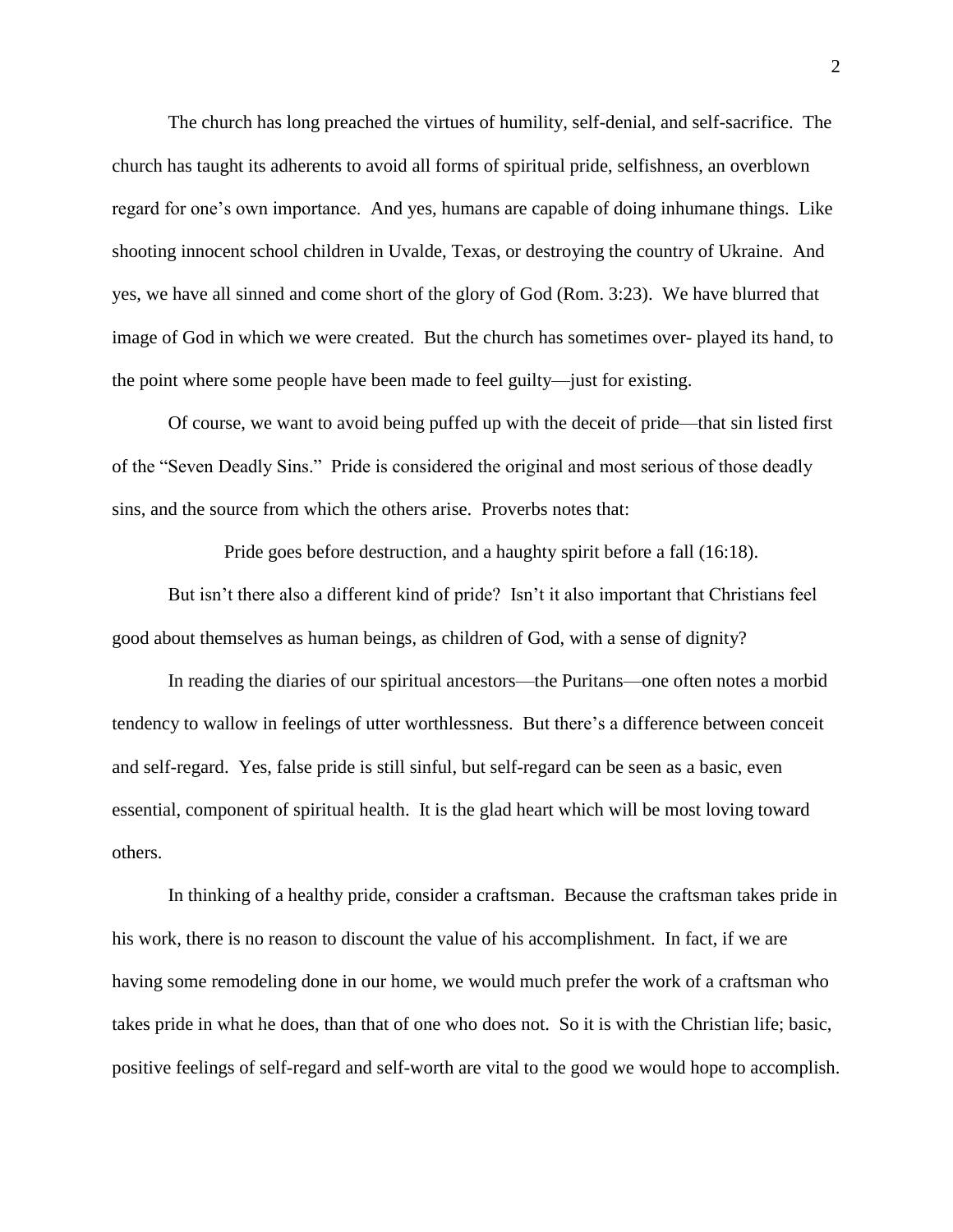The church has long preached the virtues of humility, self-denial, and self-sacrifice. The church has taught its adherents to avoid all forms of spiritual pride, selfishness, an overblown regard for one's own importance. And yes, humans are capable of doing inhumane things. Like shooting innocent school children in Uvalde, Texas, or destroying the country of Ukraine. And yes, we have all sinned and come short of the glory of God (Rom. 3:23). We have blurred that image of God in which we were created. But the church has sometimes over- played its hand, to the point where some people have been made to feel guilty—just for existing.

Of course, we want to avoid being puffed up with the deceit of pride—that sin listed first of the "Seven Deadly Sins." Pride is considered the original and most serious of those deadly sins, and the source from which the others arise. Proverbs notes that:

> Pride goes before destruction, and a haughty spirit before a fall (16:18).

But isn't there also a different kind of pride? Isn't it also important that Christians feel good about themselves as human beings, as children of God, with a sense of dignity?

In reading the diaries of our spiritual ancestors—the Puritans—one often notes a morbid tendency to wallow in feelings of utter worthlessness. But there's a difference between conceit and self-regard. Yes, false pride is still sinful, but self-regard can be seen as a basic, even essential, component of spiritual health. It is the glad heart which will be most loving toward others.

In thinking of a healthy pride, consider a craftsman. Because the craftsman takes pride in his work, there is no reason to discount the value of his accomplishment. In fact, if we are having some remodeling done in our home, we would much prefer the work of a craftsman who takes pride in what he does, than that of one who does not. So it is with the Christian life; basic, positive feelings of self-regard and self-worth are vital to the good we would hope to accomplish.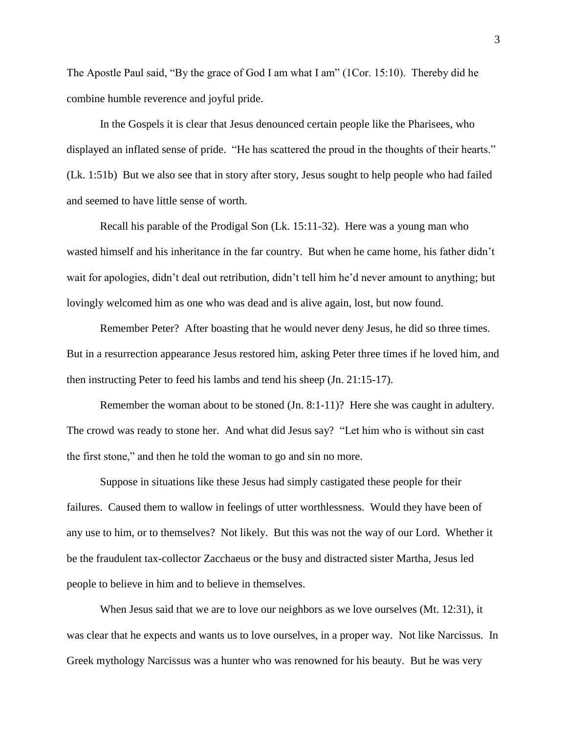The Apostle Paul said, "By the grace of God I am what I am" (1Cor. 15:10). Thereby did he combine humble reverence and joyful pride.

In the Gospels it is clear that Jesus denounced certain people like the Pharisees, who displayed an inflated sense of pride. "He has scattered the proud in the thoughts of their hearts." (Lk. 1:51b) But we also see that in story after story, Jesus sought to help people who had failed and seemed to have little sense of worth.

Recall his parable of the Prodigal Son (Lk. 15:11-32). Here was a young man who wasted himself and his inheritance in the far country. But when he came home, his father didn't wait for apologies, didn't deal out retribution, didn't tell him he'd never amount to anything; but lovingly welcomed him as one who was dead and is alive again, lost, but now found.

Remember Peter? After boasting that he would never deny Jesus, he did so three times. But in a resurrection appearance Jesus restored him, asking Peter three times if he loved him, and then instructing Peter to feed his lambs and tend his sheep (Jn. 21:15-17).

Remember the woman about to be stoned (Jn. 8:1-11)? Here she was caught in adultery. The crowd was ready to stone her. And what did Jesus say? "Let him who is without sin cast the first stone," and then he told the woman to go and sin no more.

Suppose in situations like these Jesus had simply castigated these people for their failures. Caused them to wallow in feelings of utter worthlessness. Would they have been of any use to him, or to themselves? Not likely. But this was not the way of our Lord. Whether it be the fraudulent tax-collector Zacchaeus or the busy and distracted sister Martha, Jesus led people to believe in him and to believe in themselves.

When Jesus said that we are to love our neighbors as we love ourselves (Mt. 12:31), it was clear that he expects and wants us to love ourselves, in a proper way. Not like Narcissus. In Greek mythology Narcissus was a hunter who was renowned for his beauty. But he was very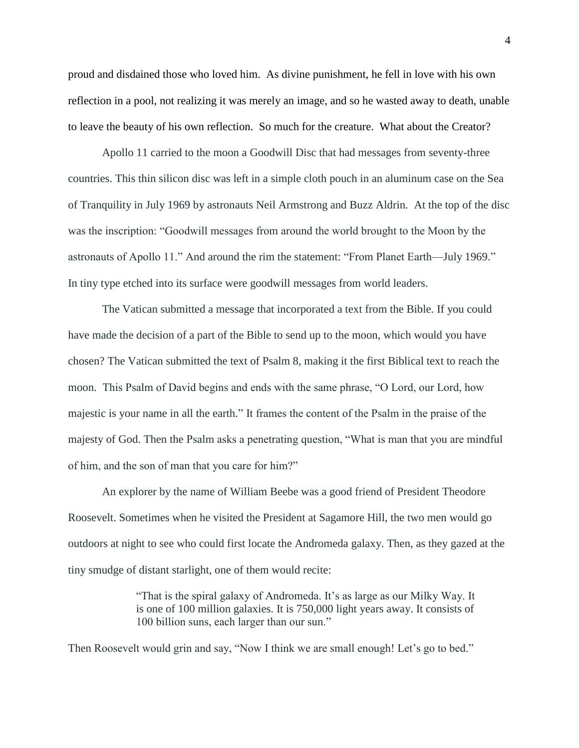proud and disdained those who loved him. As divine punishment, he fell in love with his own reflection in a pool, not realizing it was merely an image, and so he wasted away to death, unable to leave the beauty of his own reflection. So much for the creature. What about the Creator?

Apollo 11 carried to the moon a Goodwill Disc that had messages from seventy-three countries. This thin silicon disc was left in a simple cloth pouch in an aluminum case on the Sea of Tranquility in July 1969 by astronauts Neil Armstrong and Buzz Aldrin. At the top of the disc was the inscription: "Goodwill messages from around the world brought to the Moon by the astronauts of Apollo 11." And around the rim the statement: "From Planet Earth—July 1969." In tiny type etched into its surface were goodwill messages from world leaders.

The Vatican submitted a message that incorporated a text from the Bible. If you could have made the decision of a part of the Bible to send up to the moon, which would you have chosen? The Vatican submitted the text of Psalm 8, making it the first Biblical text to reach the moon. This Psalm of David begins and ends with the same phrase, "O Lord, our Lord, how majestic is your name in all the earth." It frames the content of the Psalm in the praise of the majesty of God. Then the Psalm asks a penetrating question, "What is man that you are mindful of him, and the son of man that you care for him?"

An explorer by the name of William Beebe was a good friend of President Theodore Roosevelt. Sometimes when he visited the President at Sagamore Hill, the two men would go outdoors at night to see who could first locate the Andromeda galaxy. Then, as they gazed at the tiny smudge of distant starlight, one of them would recite:

> "That is the spiral galaxy of Andromeda. It's as large as our Milky Way. It is one of 100 million galaxies. It is 750,000 light years away. It consists of 100 billion suns, each larger than our sun."

Then Roosevelt would grin and say, "Now I think we are small enough! Let's go to bed."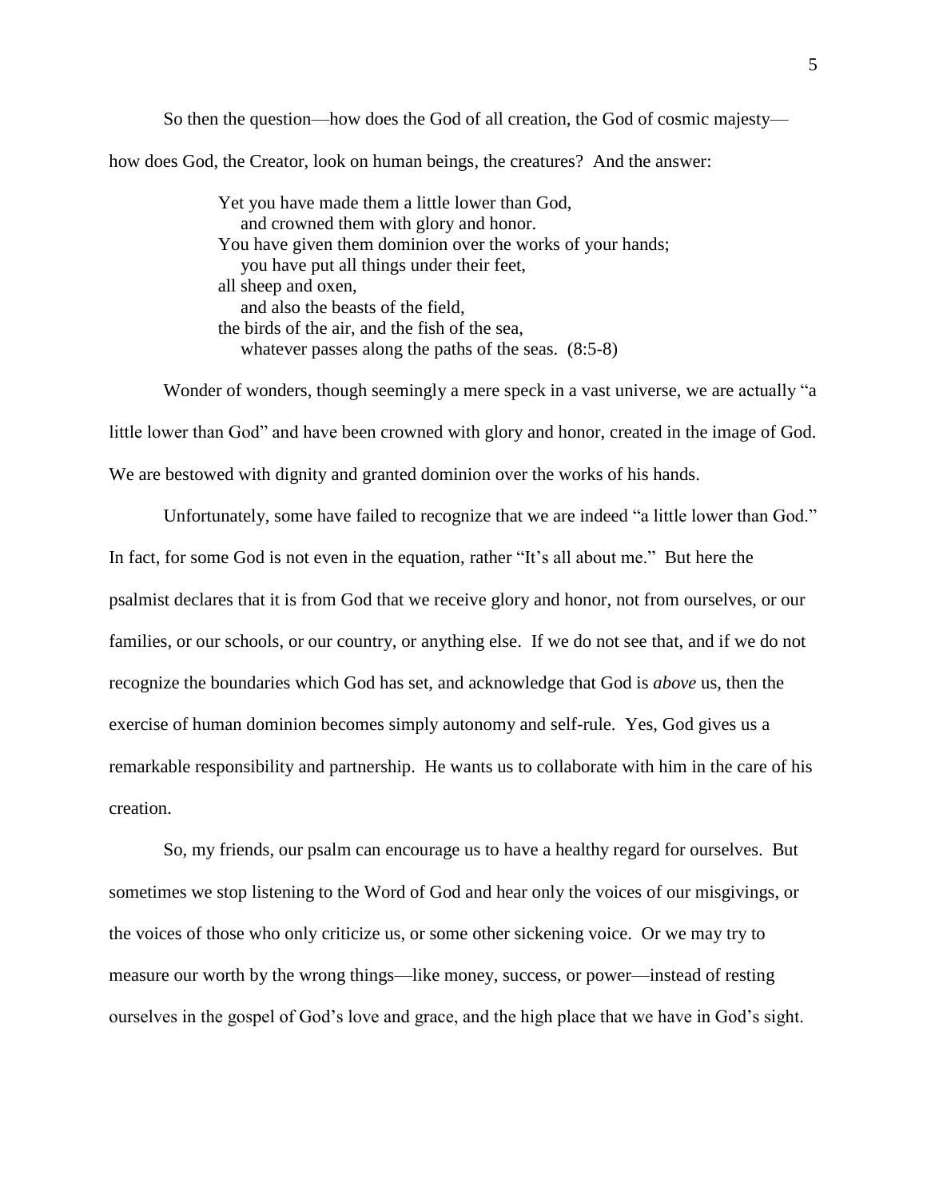So then the question—how does the God of all creation, the God of cosmic majesty—how does God, the Creator, look on human beings, the creatures? And the answer:

> Yet you have made them a little lower than God,
> &nbsp;&nbsp;&nbsp;&nbsp;and crowned them with glory and honor.
> You have given them dominion over the works of your hands;
> &nbsp;&nbsp;&nbsp;&nbsp;you have put all things under their feet,
> all sheep and oxen,
> &nbsp;&nbsp;&nbsp;&nbsp;and also the beasts of the field,
> the birds of the air, and the fish of the sea,
> &nbsp;&nbsp;&nbsp;&nbsp;whatever passes along the paths of the seas. (8:5-8)

Wonder of wonders, though seemingly a mere speck in a vast universe, we are actually "a little lower than God" and have been crowned with glory and honor, created in the image of God. We are bestowed with dignity and granted dominion over the works of his hands.

Unfortunately, some have failed to recognize that we are indeed "a little lower than God." In fact, for some God is not even in the equation, rather "It's all about me." But here the psalmist declares that it is from God that we receive glory and honor, not from ourselves, or our families, or our schools, or our country, or anything else. If we do not see that, and if we do not recognize the boundaries which God has set, and acknowledge that God is *above* us, then the exercise of human dominion becomes simply autonomy and self-rule. Yes, God gives us a remarkable responsibility and partnership. He wants us to collaborate with him in the care of his creation.

So, my friends, our psalm can encourage us to have a healthy regard for ourselves. But sometimes we stop listening to the Word of God and hear only the voices of our misgivings, or the voices of those who only criticize us, or some other sickening voice. Or we may try to measure our worth by the wrong things—like money, success, or power—instead of resting ourselves in the gospel of God's love and grace, and the high place that we have in God's sight.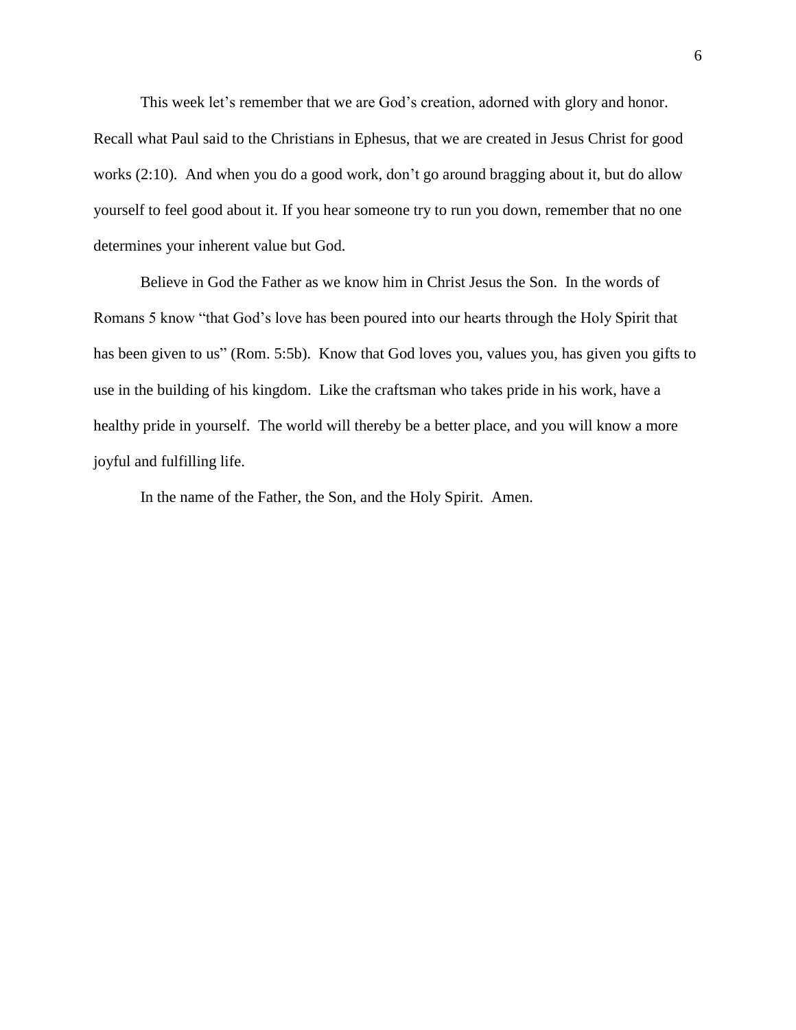This week let's remember that we are God's creation, adorned with glory and honor. Recall what Paul said to the Christians in Ephesus, that we are created in Jesus Christ for good works (2:10). And when you do a good work, don't go around bragging about it, but do allow yourself to feel good about it. If you hear someone try to run you down, remember that no one determines your inherent value but God.

Believe in God the Father as we know him in Christ Jesus the Son. In the words of Romans 5 know "that God's love has been poured into our hearts through the Holy Spirit that has been given to us" (Rom. 5:5b). Know that God loves you, values you, has given you gifts to use in the building of his kingdom. Like the craftsman who takes pride in his work, have a healthy pride in yourself. The world will thereby be a better place, and you will know a more joyful and fulfilling life.

In the name of the Father, the Son, and the Holy Spirit. Amen.